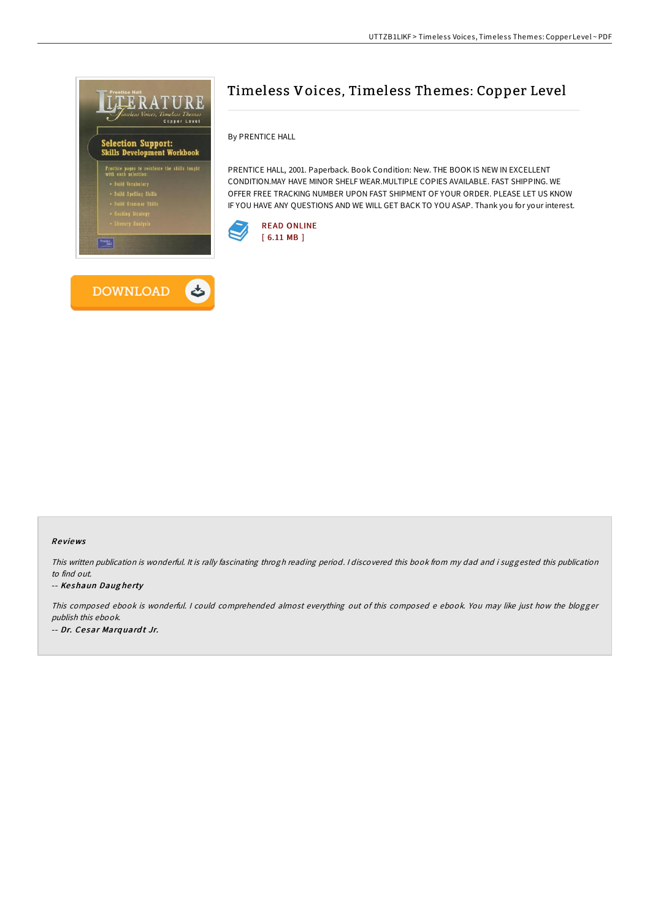# Timeless Voices, Timeless Themes: Copper Level

By PRENTICE HALL

PRENTICE HALL, 2001. Paperback. Book Condition: New. THE BOOK IS NEW IN EXCELLENT CONDITION.MAY HAVE MINOR SHELF WEAR.MULTIPLE COPIES AVAILABLE. FAST SHIPPING. WE OFFER FREE TRACKING NUMBER UPON FAST SHIPMENT OF YOUR ORDER. PLEASE LET US KNOW IF YOU HAVE ANY QUESTIONS AND WE WILL GET BACK TO YOU ASAP. Thank you for your interest.

READ ONLINE
[ 6.11 MB ]

DOWNLOAD

## Reviews

*This written publication is wonderful. It is rally fascinating throgh reading period. I discovered this book from my dad and i suggested this publication to find out.*

-- *Keshaun Daugherty*

*This composed ebook is wonderful. I could comprehended almost everything out of this composed e ebook. You may like just how the blogger publish this ebook.*

-- *Dr. Cesar Marquardt Jr.*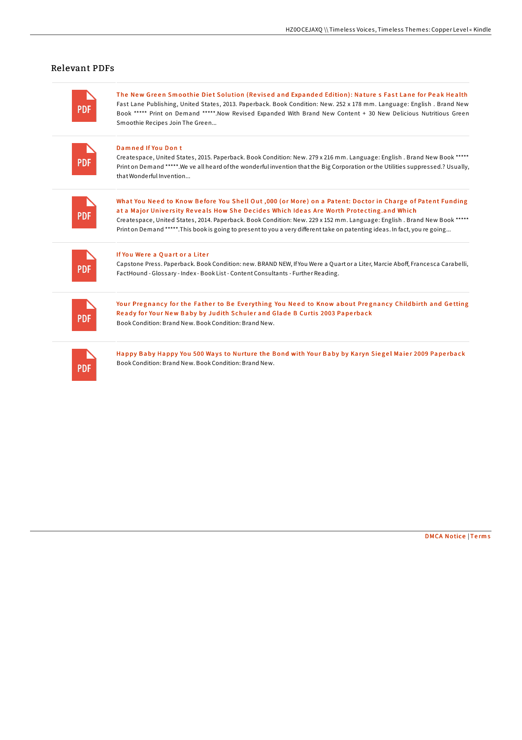## Relevant PDFs

**The New Green Smoothie Diet Solution (Revised and Expanded Edition): Nature s Fast Lane for Peak Health**

Fast Lane Publishing, United States, 2013. Paperback. Book Condition: New. 252 x 178 mm. Language: English . Brand New Book ***** Print on Demand *****.Now Revised Expanded With Brand New Content + 30 New Delicious Nutritious Green Smoothie Recipes Join The Green...

**Damned If You Don t**

Createspace, United States, 2015. Paperback. Book Condition: New. 279 x 216 mm. Language: English . Brand New Book ***** Print on Demand *****.We ve all heard of the wonderful invention that the Big Corporation or the Utilities suppressed.? Usually, that Wonderful Invention...

**What You Need to Know Before You Shell Out ,000 (or More) on a Patent: Doctor in Charge of Patent Funding at a Major University Reveals How She Decides Which Ideas Are Worth Protecting.and Which**

Createspace, United States, 2014. Paperback. Book Condition: New. 229 x 152 mm. Language: English . Brand New Book ***** Print on Demand *****.This book is going to present to you a very different take on patenting ideas. In fact, you re going...

**If You Were a Quart or a Liter**

Capstone Press. Paperback. Book Condition: new. BRAND NEW, If You Were a Quart or a Liter, Marcie Aboff, Francesca Carabelli, FactHound - Glossary - Index - Book List - Content Consultants - Further Reading.

**Your Pregnancy for the Father to Be Everything You Need to Know about Pregnancy Childbirth and Getting Ready for Your New Baby by Judith Schuler and Glade B Curtis 2003 Paperback**

Book Condition: Brand New. Book Condition: Brand New.

**Happy Baby Happy You 500 Ways to Nurture the Bond with Your Baby by Karyn Siegel Maier 2009 Paperback**

Book Condition: Brand New. Book Condition: Brand New.